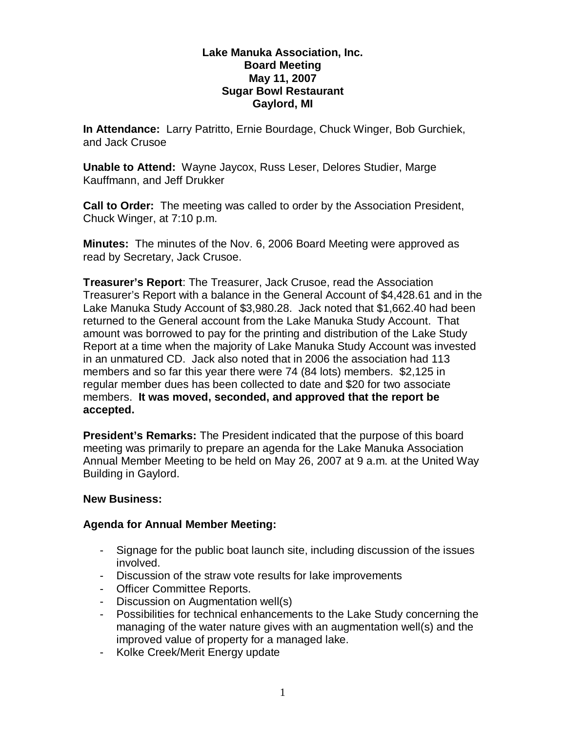**Lake Manuka Association, Inc.**
**Board Meeting**
**May 11, 2007**
**Sugar Bowl Restaurant**
**Gaylord, MI**

**In Attendance:** Larry Patritto, Ernie Bourdage, Chuck Winger, Bob Gurchiek, and Jack Crusoe

**Unable to Attend:** Wayne Jaycox, Russ Leser, Delores Studier, Marge Kauffmann, and Jeff Drukker

**Call to Order:** The meeting was called to order by the Association President, Chuck Winger, at 7:10 p.m.

**Minutes:** The minutes of the Nov. 6, 2006 Board Meeting were approved as read by Secretary, Jack Crusoe.

**Treasurer's Report**: The Treasurer, Jack Crusoe, read the Association Treasurer's Report with a balance in the General Account of $4,428.61 and in the Lake Manuka Study Account of $3,980.28. Jack noted that $1,662.40 had been returned to the General account from the Lake Manuka Study Account. That amount was borrowed to pay for the printing and distribution of the Lake Study Report at a time when the majority of Lake Manuka Study Account was invested in an unmatured CD. Jack also noted that in 2006 the association had 113 members and so far this year there were 74 (84 lots) members. $2,125 in regular member dues has been collected to date and $20 for two associate members. **It was moved, seconded, and approved that the report be accepted.**

**President's Remarks:** The President indicated that the purpose of this board meeting was primarily to prepare an agenda for the Lake Manuka Association Annual Member Meeting to be held on May 26, 2007 at 9 a.m. at the United Way Building in Gaylord.

**New Business:**

**Agenda for Annual Member Meeting:**

- Signage for the public boat launch site, including discussion of the issues involved.
- Discussion of the straw vote results for lake improvements
- Officer Committee Reports.
- Discussion on Augmentation well(s)
- Possibilities for technical enhancements to the Lake Study concerning the managing of the water nature gives with an augmentation well(s) and the improved value of property for a managed lake.
- Kolke Creek/Merit Energy update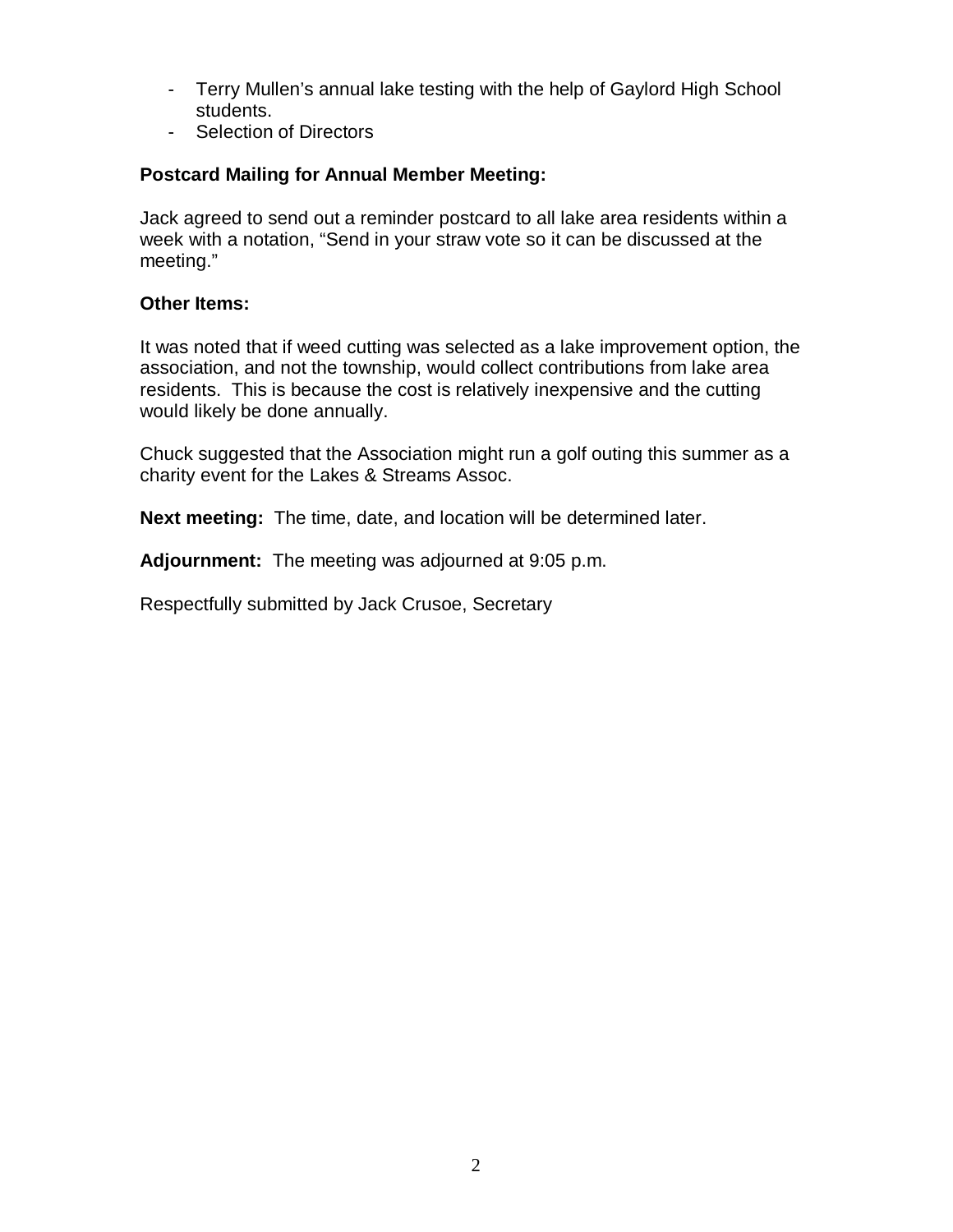- Terry Mullen's annual lake testing with the help of Gaylord High School students.
- Selection of Directors

**Postcard Mailing for Annual Member Meeting:**

Jack agreed to send out a reminder postcard to all lake area residents within a week with a notation, "Send in your straw vote so it can be discussed at the meeting."

**Other Items:**

It was noted that if weed cutting was selected as a lake improvement option, the association, and not the township, would collect contributions from lake area residents. This is because the cost is relatively inexpensive and the cutting would likely be done annually.

Chuck suggested that the Association might run a golf outing this summer as a charity event for the Lakes & Streams Assoc.

**Next meeting:** The time, date, and location will be determined later.

**Adjournment:** The meeting was adjourned at 9:05 p.m.

Respectfully submitted by Jack Crusoe, Secretary